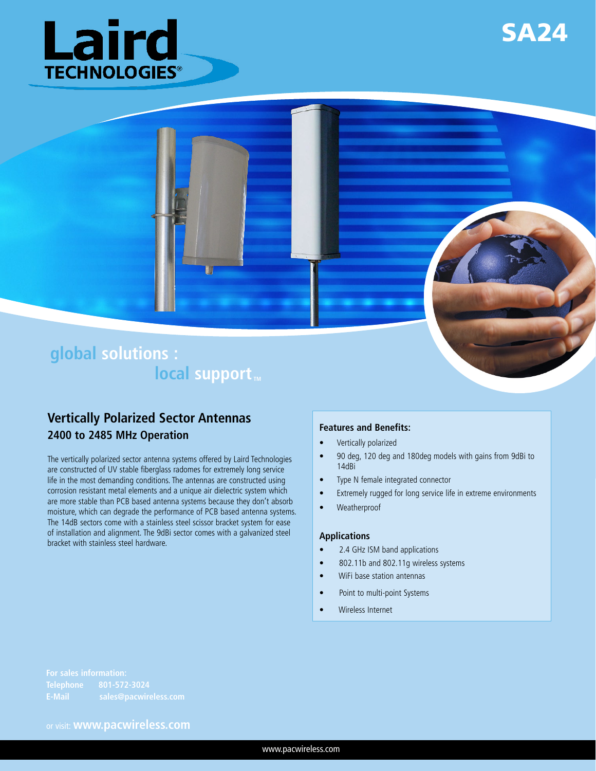# SA24

Laird TECHNOLOGIES®

global solutions : local support™

## Vertically Polarized Sector Antennas

### 2400 to 2485 MHz Operation

The vertically polarized sector antenna systems offered by Laird Technologies are constructed of UV stable fiberglass radomes for extremely long service life in the most demanding conditions. The antennas are constructed using corrosion resistant metal elements and a unique air dielectric system which are more stable than PCB based antenna systems because they don't absorb moisture, which can degrade the performance of PCB based antenna systems. The 14dB sectors come with a stainless steel scissor bracket system for ease of installation and alignment. The 9dBi sector comes with a galvanized steel bracket with stainless steel hardware.

### Features and Benefits:

- Vertically polarized
- 90 deg, 120 deg and 180deg models with gains from 9dBi to 14dBi
- Type N female integrated connector
- Extremely rugged for long service life in extreme environments
- Weatherproof

### Applications

- 2.4 GHz ISM band applications
- 802.11b and 802.11g wireless systems
- WiFi base station antennas
- Point to multi-point Systems
- Wireless Internet

**For sales information:**
**Telephone** 801-572-3024
**E-Mail** sales@pacwireless.com

or visit: **www.pacwireless.com**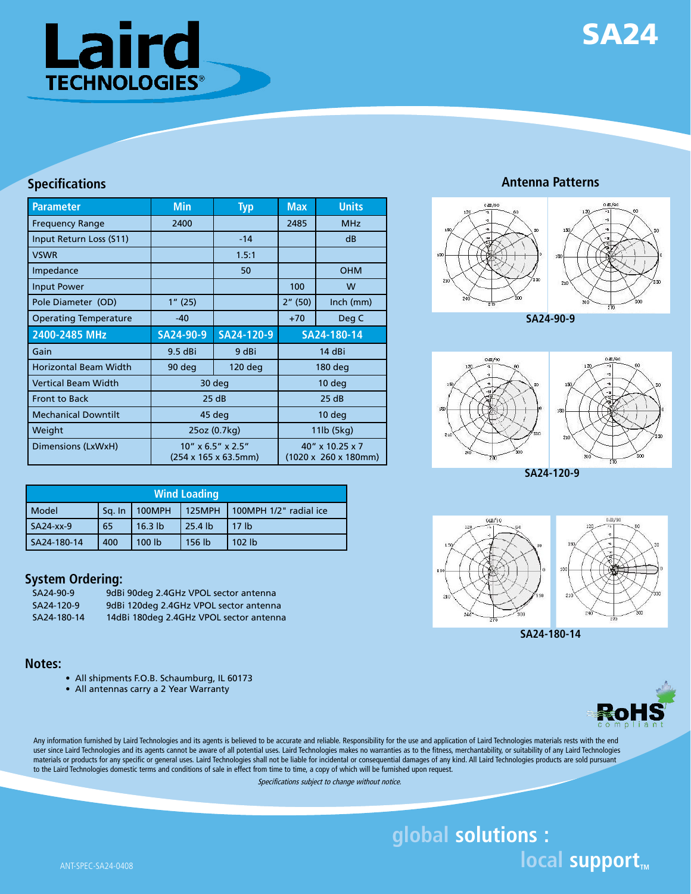# SA24

## Specifications

| Parameter | Min | Typ | Max | Units |
|---|---|---|---|---|
| Frequency Range | 2400 | | 2485 | MHz |
| Input Return Loss (S11) | | -14 | | dB |
| VSWR | | 1.5:1 | | |
| Impedance | | 50 | | OHM |
| Input Power | | | 100 | W |
| Pole Diameter (OD) | 1" (25) | | 2" (50) | Inch (mm) |
| Operating Temperature | -40 | | +70 | Deg C |
| **2400-2485 MHz** | **SA24-90-9** | **SA24-120-9** | **SA24-180-14** | |
| Gain | 9.5 dBi | 9 dBi | 14 dBi | |
| Horizontal Beam Width | 90 deg | 120 deg | 180 deg | |
| Vertical Beam Width | 30 deg | | 10 deg | |
| Front to Back | 25 dB | | 25 dB | |
| Mechanical Downtilt | 45 deg | | 10 deg | |
| Weight | 25oz (0.7kg) | | 11lb (5kg) | |
| Dimensions (LxWxH) | 10" x 6.5" x 2.5" (254 x 165 x 63.5mm) | | 40" x 10.25 x 7 (1020 x 260 x 180mm) | |

| Wind Loading | | | | |
|---|---|---|---|---|
| Model | Sq. In | 100MPH | 125MPH | 100MPH 1/2" radial ice |
| SA24-xx-9 | 65 | 16.3 lb | 25.4 lb | 17 lb |
| SA24-180-14 | 400 | 100 lb | 156 lb | 102 lb |

## System Ordering:

SA24-90-9 — 9dBi 90deg 2.4GHz VPOL sector antenna
SA24-120-9 — 9dBi 120deg 2.4GHz VPOL sector antenna
SA24-180-14 — 14dBi 180deg 2.4GHz VPOL sector antenna

## Notes:

- All shipments F.O.B. Schaumburg, IL 60173
- All antennas carry a 2 Year Warranty

## Antenna Patterns

SA24-90-9

SA24-120-9

SA24-180-14

Any information furnished by Laird Technologies and its agents is believed to be accurate and reliable. Responsibility for the use and application of Laird Technologies materials rests with the end user since Laird Technologies and its agents cannot be aware of all potential uses. Laird Technologies makes no warranties as to the fitness, merchantability, or suitability of any Laird Technologies materials or products for any specific or general uses. Laird Technologies shall not be liable for incidental or consequential damages of any kind. All Laird Technologies products are sold pursuant to the Laird Technologies domestic terms and conditions of sale in effect from time to time, a copy of which will be furnished upon request.

*Specifications subject to change without notice.*

ANT-SPEC-SA24-0408

global solutions : local support™